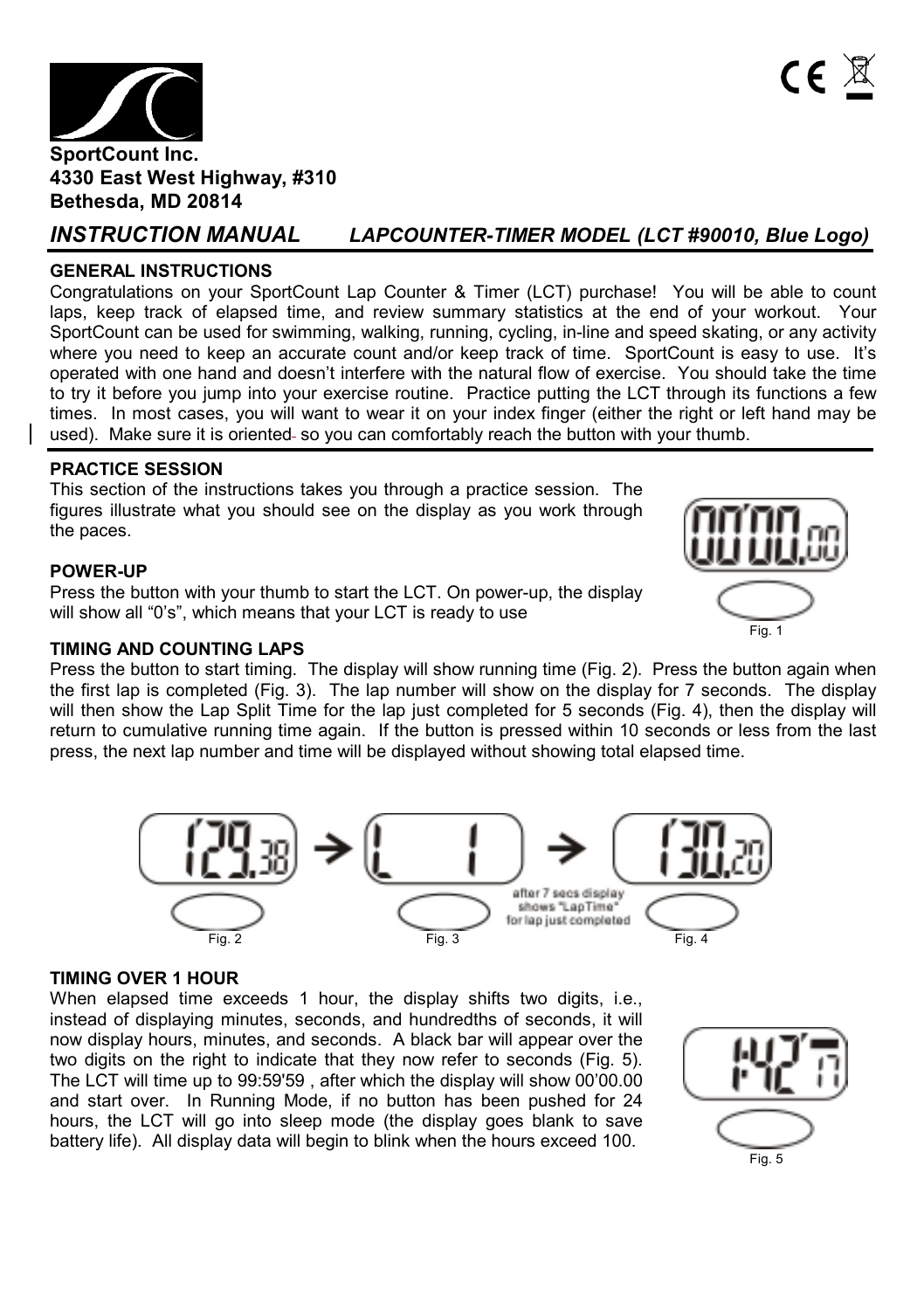**SportCount Inc.**
**4330 East West Highway, #310**
**Bethesda, MD 20814**

# *INSTRUCTION MANUAL* *LAPCOUNTER-TIMER MODEL (LCT #90010, Blue Logo)*

### GENERAL INSTRUCTIONS

Congratulations on your SportCount Lap Counter & Timer (LCT) purchase! You will be able to count laps, keep track of elapsed time, and review summary statistics at the end of your workout. Your SportCount can be used for swimming, walking, running, cycling, in-line and speed skating, or any activity where you need to keep an accurate count and/or keep track of time. SportCount is easy to use. It's operated with one hand and doesn't interfere with the natural flow of exercise. You should take the time to try it before you jump into your exercise routine. Practice putting the LCT through its functions a few times. In most cases, you will want to wear it on your index finger (either the right or left hand may be used). Make sure it is oriented so you can comfortably reach the button with your thumb.

### PRACTICE SESSION

This section of the instructions takes you through a practice session. The figures illustrate what you should see on the display as you work through the paces.

### POWER-UP

Press the button with your thumb to start the LCT. On power-up, the display will show all "0's", which means that your LCT is ready to use

Fig. 1

### TIMING AND COUNTING LAPS

Press the button to start timing. The display will show running time (Fig. 2). Press the button again when the first lap is completed (Fig. 3). The lap number will show on the display for 7 seconds. The display will then show the Lap Split Time for the lap just completed for 5 seconds (Fig. 4), then the display will return to cumulative running time again. If the button is pressed within 10 seconds or less from the last press, the next lap number and time will be displayed without showing total elapsed time.

after 7 secs display shows "LapTime" for lap just completed

Fig. 2 Fig. 3 Fig. 4

### TIMING OVER 1 HOUR

When elapsed time exceeds 1 hour, the display shifts two digits, i.e., instead of displaying minutes, seconds, and hundredths of seconds, it will now display hours, minutes, and seconds. A black bar will appear over the two digits on the right to indicate that they now refer to seconds (Fig. 5). The LCT will time up to 99:59'59 , after which the display will show 00'00.00 and start over. In Running Mode, if no button has been pushed for 24 hours, the LCT will go into sleep mode (the display goes blank to save battery life). All display data will begin to blink when the hours exceed 100.

Fig. 5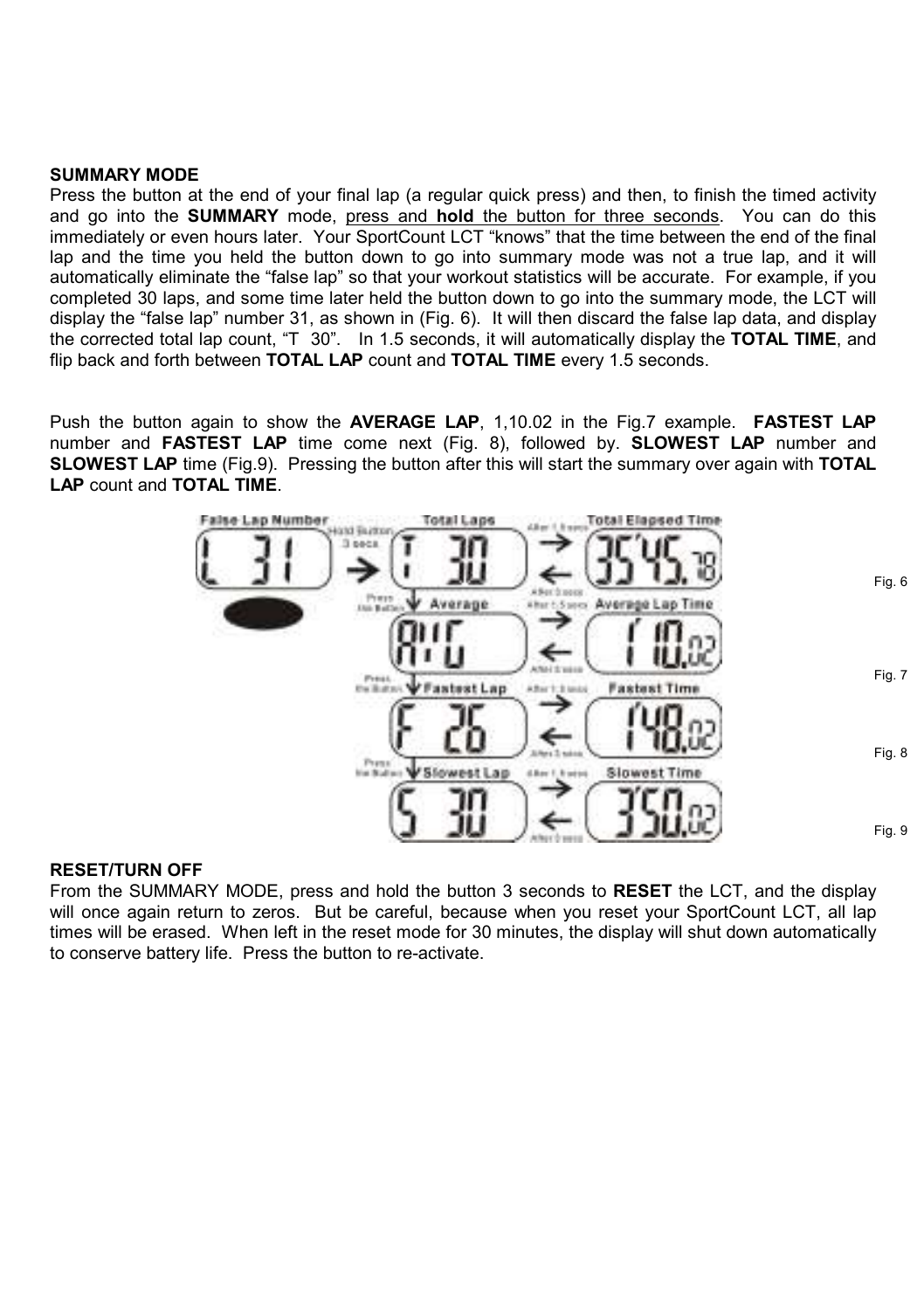## SUMMARY MODE

Press the button at the end of your final lap (a regular quick press) and then, to finish the timed activity and go into the **SUMMARY** mode, press and **hold** the button for three seconds. You can do this immediately or even hours later. Your SportCount LCT "knows" that the time between the end of the final lap and the time you held the button down to go into summary mode was not a true lap, and it will automatically eliminate the "false lap" so that your workout statistics will be accurate. For example, if you completed 30 laps, and some time later held the button down to go into the summary mode, the LCT will display the "false lap" number 31, as shown in (Fig. 6). It will then discard the false lap data, and display the corrected total lap count, "T 30". In 1.5 seconds, it will automatically display the **TOTAL TIME**, and flip back and forth between **TOTAL LAP** count and **TOTAL TIME** every 1.5 seconds.

Push the button again to show the **AVERAGE LAP**, 1,10.02 in the Fig.7 example. **FASTEST LAP** number and **FASTEST LAP** time come next (Fig. 8), followed by. **SLOWEST LAP** number and **SLOWEST LAP** time (Fig.9). Pressing the button after this will start the summary over again with **TOTAL LAP** count and **TOTAL TIME**.

Fig. 6

Fig. 7

Fig. 8

Fig. 9

## RESET/TURN OFF

From the SUMMARY MODE, press and hold the button 3 seconds to **RESET** the LCT, and the display will once again return to zeros. But be careful, because when you reset your SportCount LCT, all lap times will be erased. When left in the reset mode for 30 minutes, the display will shut down automatically to conserve battery life. Press the button to re-activate.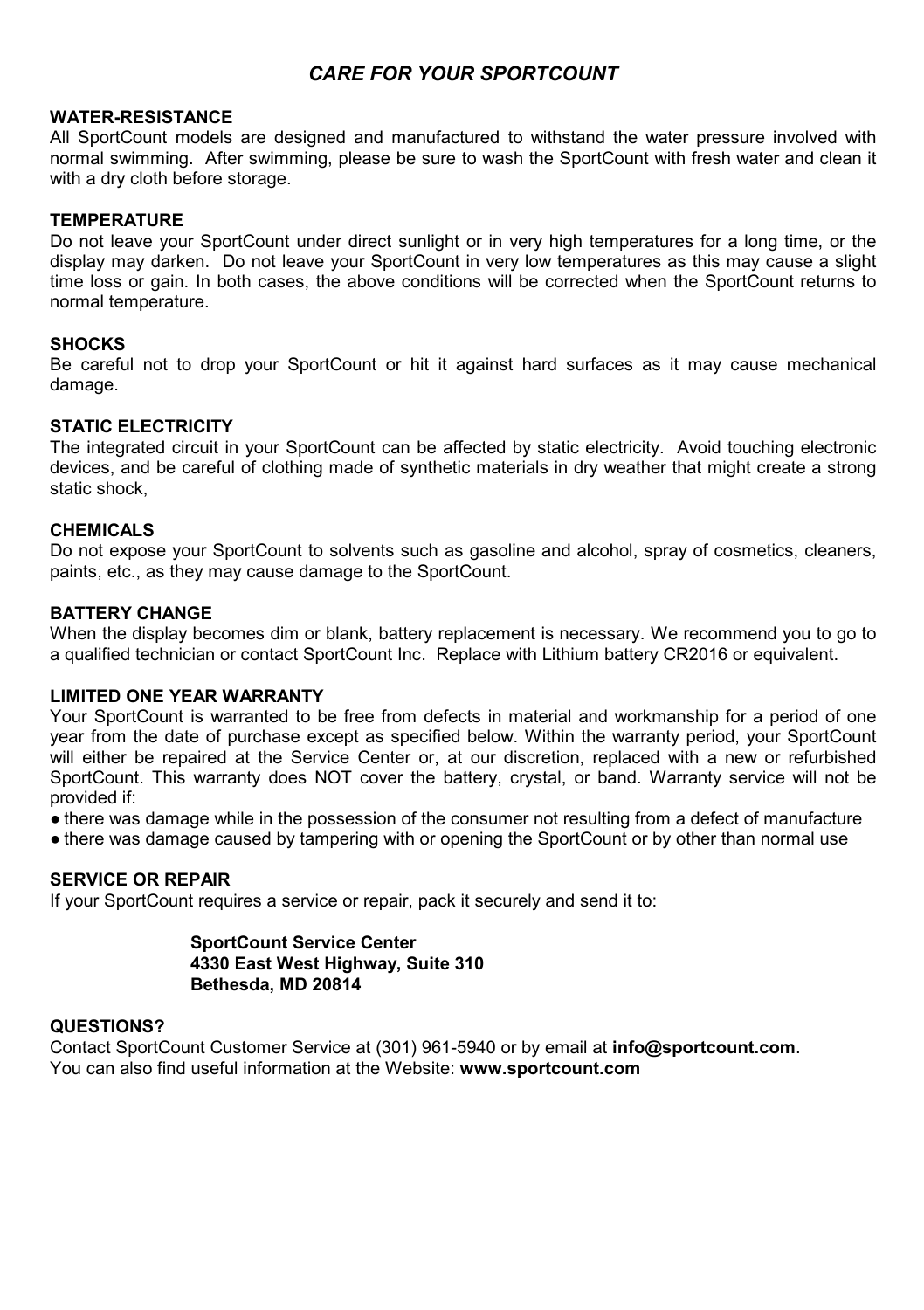# *CARE FOR YOUR SPORTCOUNT*

## WATER-RESISTANCE

All SportCount models are designed and manufactured to withstand the water pressure involved with normal swimming. After swimming, please be sure to wash the SportCount with fresh water and clean it with a dry cloth before storage.

## TEMPERATURE

Do not leave your SportCount under direct sunlight or in very high temperatures for a long time, or the display may darken. Do not leave your SportCount in very low temperatures as this may cause a slight time loss or gain. In both cases, the above conditions will be corrected when the SportCount returns to normal temperature.

## SHOCKS

Be careful not to drop your SportCount or hit it against hard surfaces as it may cause mechanical damage.

## STATIC ELECTRICITY

The integrated circuit in your SportCount can be affected by static electricity. Avoid touching electronic devices, and be careful of clothing made of synthetic materials in dry weather that might create a strong static shock,

## CHEMICALS

Do not expose your SportCount to solvents such as gasoline and alcohol, spray of cosmetics, cleaners, paints, etc., as they may cause damage to the SportCount.

## BATTERY CHANGE

When the display becomes dim or blank, battery replacement is necessary. We recommend you to go to a qualified technician or contact SportCount Inc. Replace with Lithium battery CR2016 or equivalent.

## LIMITED ONE YEAR WARRANTY

Your SportCount is warranted to be free from defects in material and workmanship for a period of one year from the date of purchase except as specified below. Within the warranty period, your SportCount will either be repaired at the Service Center or, at our discretion, replaced with a new or refurbished SportCount. This warranty does NOT cover the battery, crystal, or band. Warranty service will not be provided if:

- there was damage while in the possession of the consumer not resulting from a defect of manufacture
- there was damage caused by tampering with or opening the SportCount or by other than normal use

## SERVICE OR REPAIR

If your SportCount requires a service or repair, pack it securely and send it to:

**SportCount Service Center**
**4330 East West Highway, Suite 310**
**Bethesda, MD 20814**

## QUESTIONS?

Contact SportCount Customer Service at (301) 961-5940 or by email at **info@sportcount.com**.
You can also find useful information at the Website: **www.sportcount.com**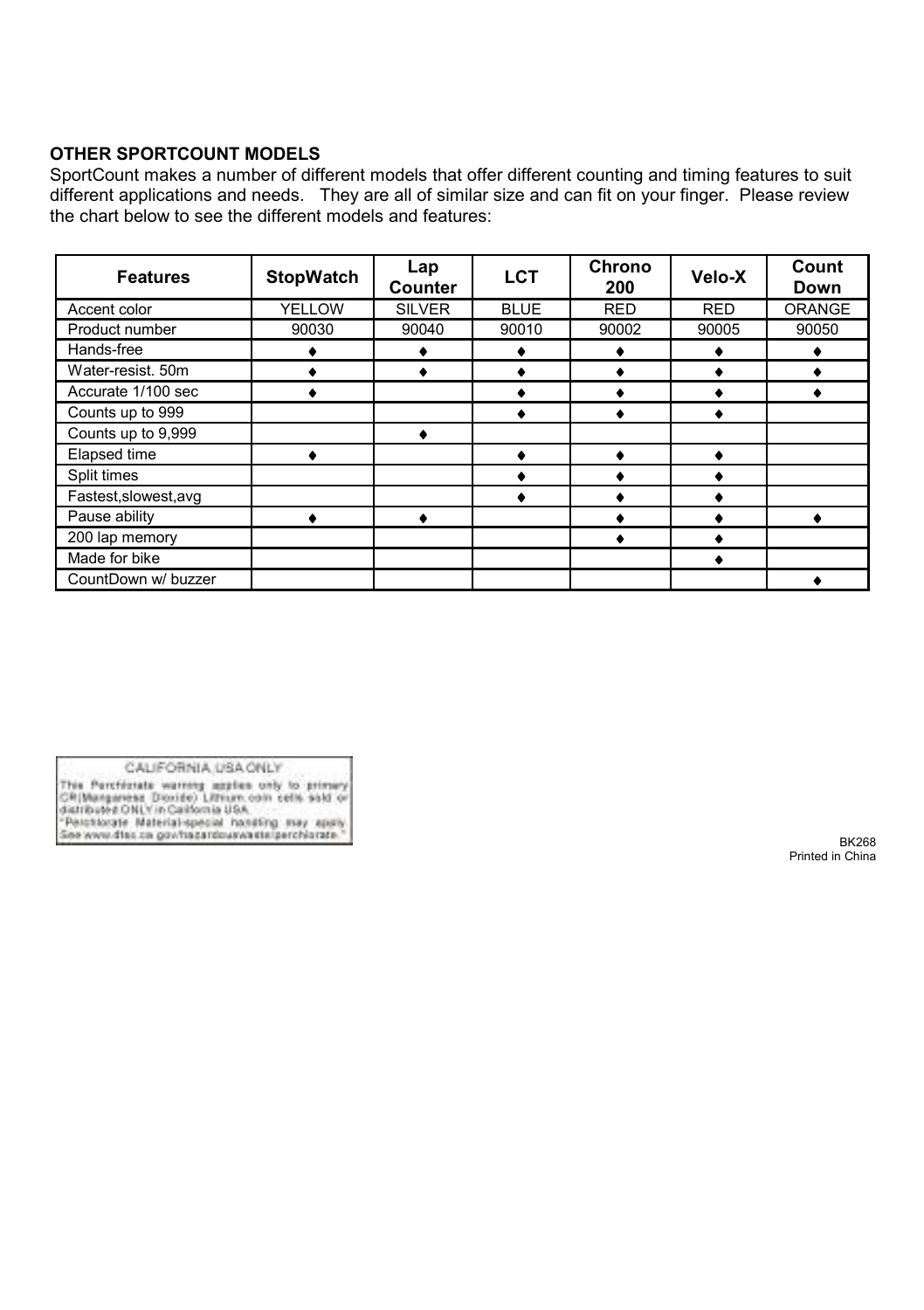**OTHER SPORTCOUNT MODELS**

SportCount makes a number of different models that offer different counting and timing features to suit different applications and needs. They are all of similar size and can fit on your finger. Please review the chart below to see the different models and features:

| Features | StopWatch | Lap Counter | LCT | Chrono 200 | Velo-X | Count Down |
|---|---|---|---|---|---|---|
| Accent color | YELLOW | SILVER | BLUE | RED | RED | ORANGE |
| Product number | 90030 | 90040 | 90010 | 90002 | 90005 | 90050 |
| Hands-free | ♦ | ♦ | ♦ | ♦ | ♦ | ♦ |
| Water-resist. 50m | ♦ | ♦ | ♦ | ♦ | ♦ | ♦ |
| Accurate 1/100 sec | ♦ | | ♦ | ♦ | ♦ | ♦ |
| Counts up to 999 | | | ♦ | ♦ | ♦ | |
| Counts up to 9,999 | | ♦ | | | | |
| Elapsed time | ♦ | | ♦ | ♦ | ♦ | |
| Split times | | | ♦ | ♦ | ♦ | |
| Fastest,slowest,avg | | | ♦ | ♦ | ♦ | |
| Pause ability | ♦ | ♦ | | ♦ | ♦ | ♦ |
| 200 lap memory | | | | ♦ | ♦ | |
| Made for bike | | | | | ♦ | |
| CountDown w/ buzzer | | | | | | ♦ |

CALIFORNIA USA ONLY

This Perchlorate warning applies only to primary CR(Manganese Dioxide) Lithium coin cells sold or distributed ONLY in California USA.
"Perchlorate Material-special handling may apply. See www.dtsc.ca.gov/hazardouswaste/perchlorate."

BK268
Printed in China